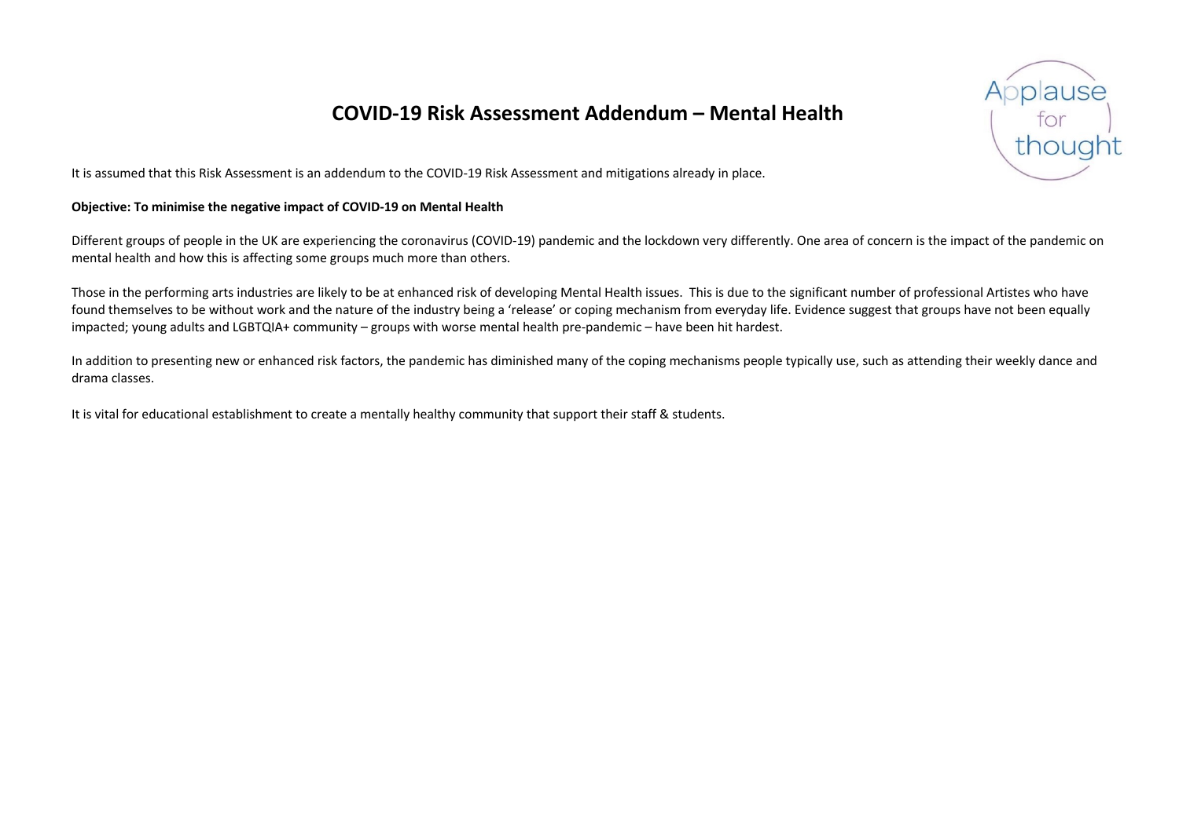# COVID-19 Risk Assessment Addendum – Mental Health

It is assumed that this Risk Assessment is an addendum to the COVID-19 Risk Assessment and mitigations already in place.

**Objective: To minimise the negative impact of COVID-19 on Mental Health**

Different groups of people in the UK are experiencing the coronavirus (COVID-19) pandemic and the lockdown very differently. One area of concern is the impact of the pandemic on mental health and how this is affecting some groups much more than others.

Those in the performing arts industries are likely to be at enhanced risk of developing Mental Health issues. This is due to the significant number of professional Artistes who have found themselves to be without work and the nature of the industry being a 'release' or coping mechanism from everyday life. Evidence suggest that groups have not been equally impacted; young adults and LGBTQIA+ community – groups with worse mental health pre-pandemic – have been hit hardest.

In addition to presenting new or enhanced risk factors, the pandemic has diminished many of the coping mechanisms people typically use, such as attending their weekly dance and drama classes.

It is vital for educational establishment to create a mentally healthy community that support their staff & students.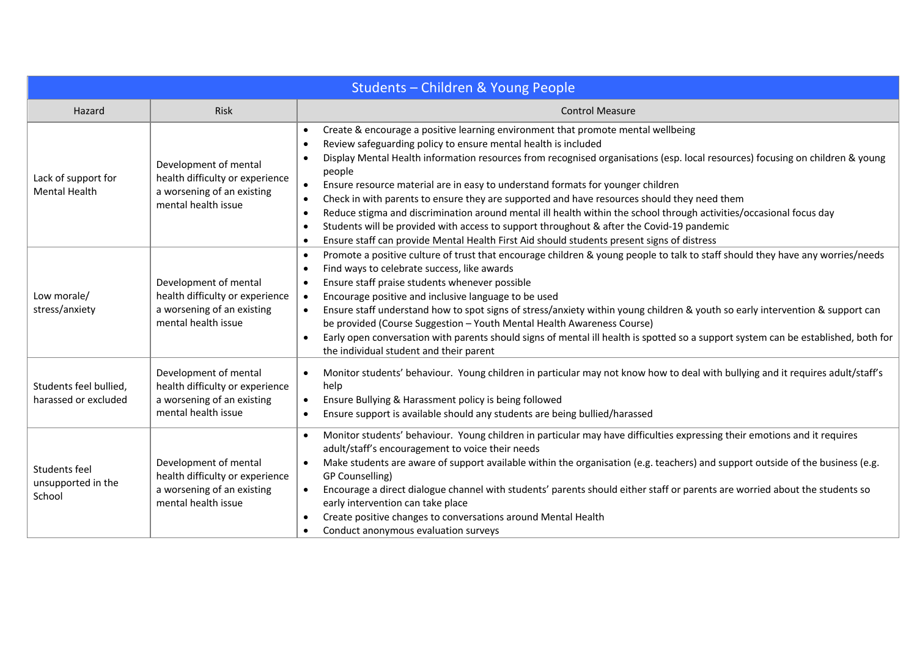| Students – Children & Young People | | |
|---|---|---|
| Hazard | Risk | Control Measure |
| Lack of support for Mental Health | Development of mental health difficulty or experience a worsening of an existing mental health issue | • Create & encourage a positive learning environment that promote mental wellbeing<br>• Review safeguarding policy to ensure mental health is included<br>• Display Mental Health information resources from recognised organisations (esp. local resources) focusing on children & young people<br>• Ensure resource material are in easy to understand formats for younger children<br>• Check in with parents to ensure they are supported and have resources should they need them<br>• Reduce stigma and discrimination around mental ill health within the school through activities/occasional focus day<br>• Students will be provided with access to support throughout & after the Covid-19 pandemic<br>• Ensure staff can provide Mental Health First Aid should students present signs of distress |
| Low morale/ stress/anxiety | Development of mental health difficulty or experience a worsening of an existing mental health issue | • Promote a positive culture of trust that encourage children & young people to talk to staff should they have any worries/needs<br>• Find ways to celebrate success, like awards<br>• Ensure staff praise students whenever possible<br>• Encourage positive and inclusive language to be used<br>• Ensure staff understand how to spot signs of stress/anxiety within young children & youth so early intervention & support can be provided (Course Suggestion – Youth Mental Health Awareness Course)<br>• Early open conversation with parents should signs of mental ill health is spotted so a support system can be established, both for the individual student and their parent |
| Students feel bullied, harassed or excluded | Development of mental health difficulty or experience a worsening of an existing mental health issue | • Monitor students' behaviour. Young children in particular may not know how to deal with bullying and it requires adult/staff's help<br>• Ensure Bullying & Harassment policy is being followed<br>• Ensure support is available should any students are being bullied/harassed |
| Students feel unsupported in the School | Development of mental health difficulty or experience a worsening of an existing mental health issue | • Monitor students' behaviour. Young children in particular may have difficulties expressing their emotions and it requires adult/staff's encouragement to voice their needs<br>• Make students are aware of support available within the organisation (e.g. teachers) and support outside of the business (e.g. GP Counselling)<br>• Encourage a direct dialogue channel with students' parents should either staff or parents are worried about the students so early intervention can take place<br>• Create positive changes to conversations around Mental Health<br>• Conduct anonymous evaluation surveys |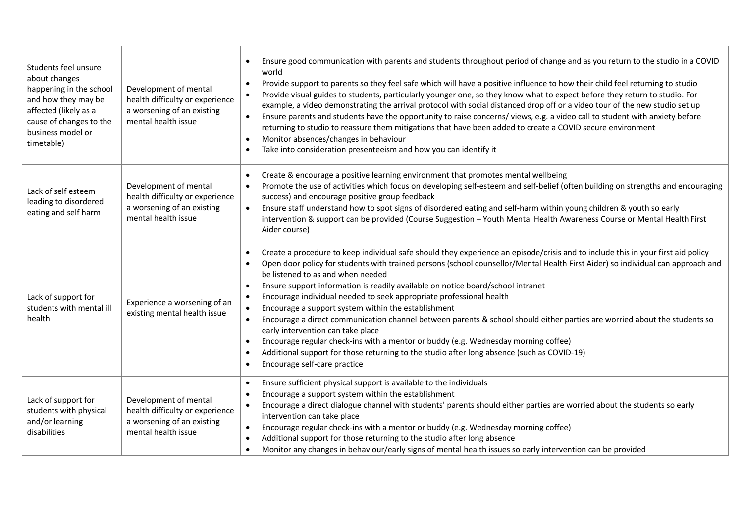| | | |
|---|---|---|
| Students feel unsure about changes happening in the school and how they may be affected (likely as a cause of changes to the business model or timetable) | Development of mental health difficulty or experience a worsening of an existing mental health issue | • Ensure good communication with parents and students throughout period of change and as you return to the studio in a COVID world<br>• Provide support to parents so they feel safe which will have a positive influence to how their child feel returning to studio<br>• Provide visual guides to students, particularly younger one, so they know what to expect before they return to studio. For example, a video demonstrating the arrival protocol with social distanced drop off or a video tour of the new studio set up<br>• Ensure parents and students have the opportunity to raise concerns/ views, e.g. a video call to student with anxiety before returning to studio to reassure them mitigations that have been added to create a COVID secure environment<br>• Monitor absences/changes in behaviour<br>• Take into consideration presenteeism and how you can identify it |
| Lack of self esteem leading to disordered eating and self harm | Development of mental health difficulty or experience a worsening of an existing mental health issue | • Create & encourage a positive learning environment that promotes mental wellbeing<br>• Promote the use of activities which focus on developing self-esteem and self-belief (often building on strengths and encouraging success) and encourage positive group feedback<br>• Ensure staff understand how to spot signs of disordered eating and self-harm within young children & youth so early intervention & support can be provided (Course Suggestion – Youth Mental Health Awareness Course or Mental Health First Aider course) |
| Lack of support for students with mental ill health | Experience a worsening of an existing mental health issue | • Create a procedure to keep individual safe should they experience an episode/crisis and to include this in your first aid policy<br>• Open door policy for students with trained persons (school counsellor/Mental Health First Aider) so individual can approach and be listened to as and when needed<br>• Ensure support information is readily available on notice board/school intranet<br>• Encourage individual needed to seek appropriate professional health<br>• Encourage a support system within the establishment<br>• Encourage a direct communication channel between parents & school should either parties are worried about the students so early intervention can take place<br>• Encourage regular check-ins with a mentor or buddy (e.g. Wednesday morning coffee)<br>• Additional support for those returning to the studio after long absence (such as COVID-19)<br>• Encourage self-care practice |
| Lack of support for students with physical and/or learning disabilities | Development of mental health difficulty or experience a worsening of an existing mental health issue | • Ensure sufficient physical support is available to the individuals<br>• Encourage a support system within the establishment<br>• Encourage a direct dialogue channel with students' parents should either parties are worried about the students so early intervention can take place<br>• Encourage regular check-ins with a mentor or buddy (e.g. Wednesday morning coffee)<br>• Additional support for those returning to the studio after long absence<br>• Monitor any changes in behaviour/early signs of mental health issues so early intervention can be provided |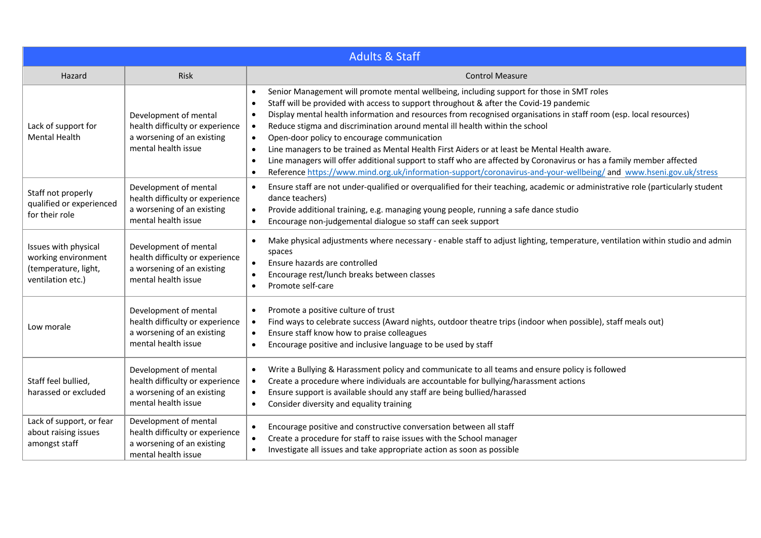| Adults & Staff | | |
|---|---|---|
| Hazard | Risk | Control Measure |
| Lack of support for Mental Health | Development of mental health difficulty or experience a worsening of an existing mental health issue | • Senior Management will promote mental wellbeing, including support for those in SMT roles<br>• Staff will be provided with access to support throughout & after the Covid-19 pandemic<br>• Display mental health information and resources from recognised organisations in staff room (esp. local resources)<br>• Reduce stigma and discrimination around mental ill health within the school<br>• Open-door policy to encourage communication<br>• Line managers to be trained as Mental Health First Aiders or at least be Mental Health aware.<br>• Line managers will offer additional support to staff who are affected by Coronavirus or has a family member affected<br>• Reference https://www.mind.org.uk/information-support/coronavirus-and-your-wellbeing/ and www.hseni.gov.uk/stress |
| Staff not properly qualified or experienced for their role | Development of mental health difficulty or experience a worsening of an existing mental health issue | • Ensure staff are not under-qualified or overqualified for their teaching, academic or administrative role (particularly student dance teachers)<br>• Provide additional training, e.g. managing young people, running a safe dance studio<br>• Encourage non-judgemental dialogue so staff can seek support |
| Issues with physical working environment (temperature, light, ventilation etc.) | Development of mental health difficulty or experience a worsening of an existing mental health issue | • Make physical adjustments where necessary - enable staff to adjust lighting, temperature, ventilation within studio and admin spaces<br>• Ensure hazards are controlled<br>• Encourage rest/lunch breaks between classes<br>• Promote self-care |
| Low morale | Development of mental health difficulty or experience a worsening of an existing mental health issue | • Promote a positive culture of trust<br>• Find ways to celebrate success (Award nights, outdoor theatre trips (indoor when possible), staff meals out)<br>• Ensure staff know how to praise colleagues<br>• Encourage positive and inclusive language to be used by staff |
| Staff feel bullied, harassed or excluded | Development of mental health difficulty or experience a worsening of an existing mental health issue | • Write a Bullying & Harassment policy and communicate to all teams and ensure policy is followed<br>• Create a procedure where individuals are accountable for bullying/harassment actions<br>• Ensure support is available should any staff are being bullied/harassed<br>• Consider diversity and equality training |
| Lack of support, or fear about raising issues amongst staff | Development of mental health difficulty or experience a worsening of an existing mental health issue | • Encourage positive and constructive conversation between all staff<br>• Create a procedure for staff to raise issues with the School manager<br>• Investigate all issues and take appropriate action as soon as possible |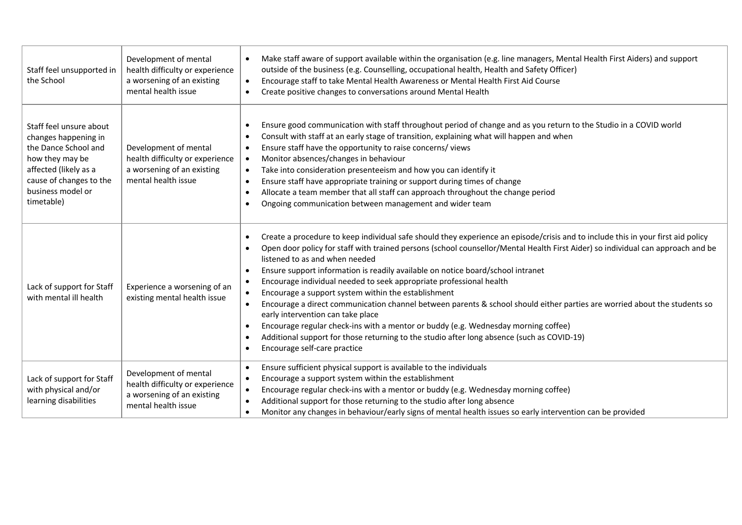| | | |
|---|---|---|
| Staff feel unsupported in the School | Development of mental health difficulty or experience a worsening of an existing mental health issue | • Make staff aware of support available within the organisation (e.g. line managers, Mental Health First Aiders) and support outside of the business (e.g. Counselling, occupational health, Health and Safety Officer)<br>• Encourage staff to take Mental Health Awareness or Mental Health First Aid Course<br>• Create positive changes to conversations around Mental Health |
| Staff feel unsure about changes happening in the Dance School and how they may be affected (likely as a cause of changes to the business model or timetable) | Development of mental health difficulty or experience a worsening of an existing mental health issue | • Ensure good communication with staff throughout period of change and as you return to the Studio in a COVID world<br>• Consult with staff at an early stage of transition, explaining what will happen and when<br>• Ensure staff have the opportunity to raise concerns/ views<br>• Monitor absences/changes in behaviour<br>• Take into consideration presenteeism and how you can identify it<br>• Ensure staff have appropriate training or support during times of change<br>• Allocate a team member that all staff can approach throughout the change period<br>• Ongoing communication between management and wider team |
| Lack of support for Staff with mental ill health | Experience a worsening of an existing mental health issue | • Create a procedure to keep individual safe should they experience an episode/crisis and to include this in your first aid policy<br>• Open door policy for staff with trained persons (school counsellor/Mental Health First Aider) so individual can approach and be listened to as and when needed<br>• Ensure support information is readily available on notice board/school intranet<br>• Encourage individual needed to seek appropriate professional health<br>• Encourage a support system within the establishment<br>• Encourage a direct communication channel between parents & school should either parties are worried about the students so early intervention can take place<br>• Encourage regular check-ins with a mentor or buddy (e.g. Wednesday morning coffee)<br>• Additional support for those returning to the studio after long absence (such as COVID-19)<br>• Encourage self-care practice |
| Lack of support for Staff with physical and/or learning disabilities | Development of mental health difficulty or experience a worsening of an existing mental health issue | • Ensure sufficient physical support is available to the individuals<br>• Encourage a support system within the establishment<br>• Encourage regular check-ins with a mentor or buddy (e.g. Wednesday morning coffee)<br>• Additional support for those returning to the studio after long absence<br>• Monitor any changes in behaviour/early signs of mental health issues so early intervention can be provided |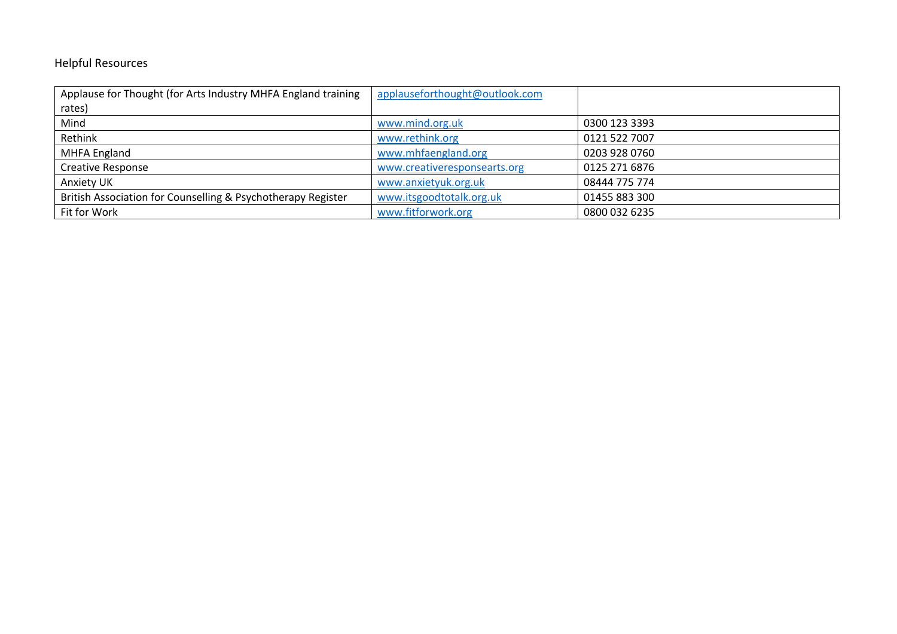Helpful Resources

| | | |
|---|---|---|
| Applause for Thought (for Arts Industry MHFA England training rates) | applauseforthought@outlook.com | |
| Mind | www.mind.org.uk | 0300 123 3393 |
| Rethink | www.rethink.org | 0121 522 7007 |
| MHFA England | www.mhfaengland.org | 0203 928 0760 |
| Creative Response | www.creativeresponsearts.org | 0125 271 6876 |
| Anxiety UK | www.anxietyuk.org.uk | 08444 775 774 |
| British Association for Counselling & Psychotherapy Register | www.itsgoodtotalk.org.uk | 01455 883 300 |
| Fit for Work | www.fitforwork.org | 0800 032 6235 |